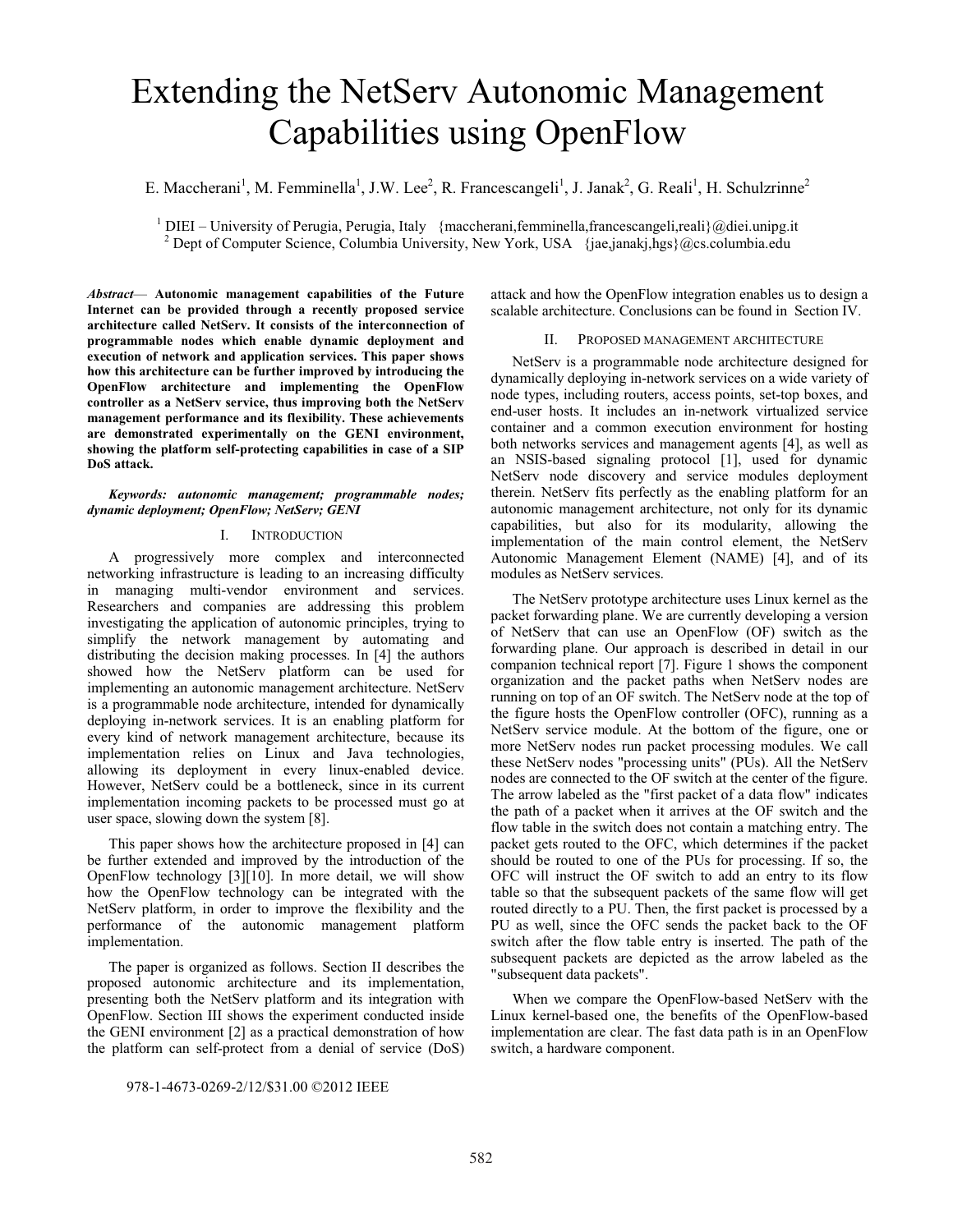# Extending the NetServ Autonomic Management Capabilities using OpenFlow

E. Maccherani[1], M. Femminella[1], J.W. Lee[2], R. Francescangeli[1], J. Janak[2], G. Reali[1], H. Schulzrinne[2]

[1] DIEI – University of Perugia, Perugia, Italy {maccherani,femminella,francescangeli,reali}@diei.unipg.it
[2] Dept of Computer Science, Columbia University, New York, USA {jae,janakj,hgs}@cs.columbia.edu

***Abstract*— Autonomic management capabilities of the Future Internet can be provided through a recently proposed service architecture called NetServ. It consists of the interconnection of programmable nodes which enable dynamic deployment and execution of network and application services. This paper shows how this architecture can be further improved by introducing the OpenFlow architecture and implementing the OpenFlow controller as a NetServ service, thus improving both the NetServ management performance and its flexibility. These achievements are demonstrated experimentally on the GENI environment, showing the platform self-protecting capabilities in case of a SIP DoS attack.**

***Keywords: autonomic management; programmable nodes; dynamic deployment; OpenFlow; NetServ; GENI***

## I. Introduction

A progressively more complex and interconnected networking infrastructure is leading to an increasing difficulty in managing multi-vendor environment and services. Researchers and companies are addressing this problem investigating the application of autonomic principles, trying to simplify the network management by automating and distributing the decision making processes. In [4] the authors showed how the NetServ platform can be used for implementing an autonomic management architecture. NetServ is a programmable node architecture, intended for dynamically deploying in-network services. It is an enabling platform for every kind of network management architecture, because its implementation relies on Linux and Java technologies, allowing its deployment in every linux-enabled device. However, NetServ could be a bottleneck, since in its current implementation incoming packets to be processed must go at user space, slowing down the system [8].

This paper shows how the architecture proposed in [4] can be further extended and improved by the introduction of the OpenFlow technology [3][10]. In more detail, we will show how the OpenFlow technology can be integrated with the NetServ platform, in order to improve the flexibility and the performance of the autonomic management platform implementation.

The paper is organized as follows. Section II describes the proposed autonomic architecture and its implementation, presenting both the NetServ platform and its integration with OpenFlow. Section III shows the experiment conducted inside the GENI environment [2] as a practical demonstration of how the platform can self-protect from a denial of service (DoS) attack and how the OpenFlow integration enables us to design a scalable architecture. Conclusions can be found in Section IV.

## II. Proposed management architecture

NetServ is a programmable node architecture designed for dynamically deploying in-network services on a wide variety of node types, including routers, access points, set-top boxes, and end-user hosts. It includes an in-network virtualized service container and a common execution environment for hosting both networks services and management agents [4], as well as an NSIS-based signaling protocol [1], used for dynamic NetServ node discovery and service modules deployment therein. NetServ fits perfectly as the enabling platform for an autonomic management architecture, not only for its dynamic capabilities, but also for its modularity, allowing the implementation of the main control element, the NetServ Autonomic Management Element (NAME) [4], and of its modules as NetServ services.

The NetServ prototype architecture uses Linux kernel as the packet forwarding plane. We are currently developing a version of NetServ that can use an OpenFlow (OF) switch as the forwarding plane. Our approach is described in detail in our companion technical report [7]. Figure 1 shows the component organization and the packet paths when NetServ nodes are running on top of an OF switch. The NetServ node at the top of the figure hosts the OpenFlow controller (OFC), running as a NetServ service module. At the bottom of the figure, one or more NetServ nodes run packet processing modules. We call these NetServ nodes "processing units" (PUs). All the NetServ nodes are connected to the OF switch at the center of the figure. The arrow labeled as the "first packet of a data flow" indicates the path of a packet when it arrives at the OF switch and the flow table in the switch does not contain a matching entry. The packet gets routed to the OFC, which determines if the packet should be routed to one of the PUs for processing. If so, the OFC will instruct the OF switch to add an entry to its flow table so that the subsequent packets of the same flow will get routed directly to a PU. Then, the first packet is processed by a PU as well, since the OFC sends the packet back to the OF switch after the flow table entry is inserted. The path of the subsequent packets are depicted as the arrow labeled as the "subsequent data packets".

When we compare the OpenFlow-based NetServ with the Linux kernel-based one, the benefits of the OpenFlow-based implementation are clear. The fast data path is in an OpenFlow switch, a hardware component.

978-1-4673-0269-2/12/$31.00 ©2012 IEEE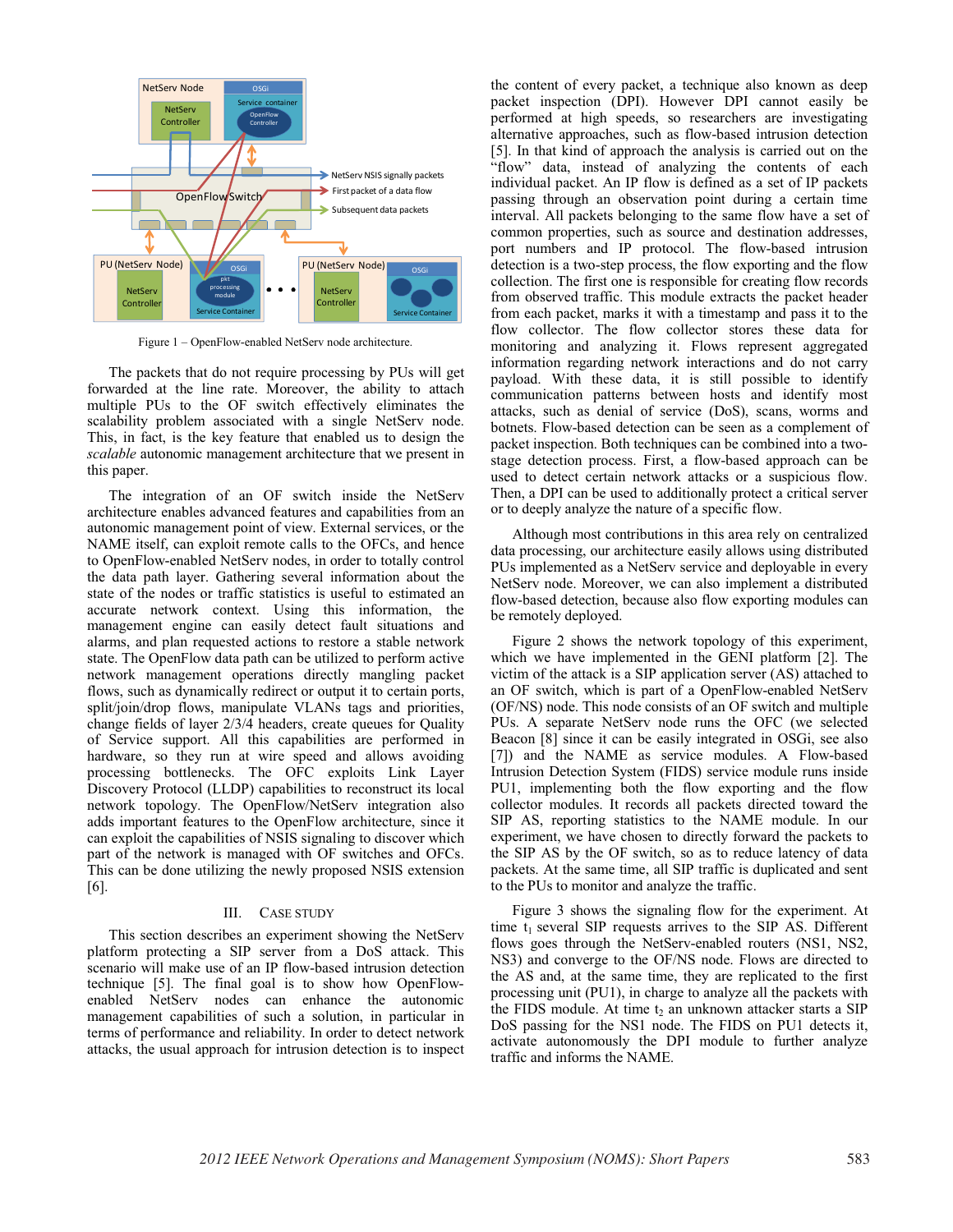NetServ Node

OSGi

Service container

NetServ Controller

OpenFlow Controller

NetServ NSIS signally packets

First packet of a data flow

Subsequent data packets

OpenFlow Switch

PU (NetServ Node)

OSGi

pkt processing module

NetServ Controller

Service Container

PU (NetServ Node)

OSGi

NetServ Controller

Service Container

Figure 1 – OpenFlow-enabled NetServ node architecture.

The packets that do not require processing by PUs will get forwarded at the line rate. Moreover, the ability to attach multiple PUs to the OF switch effectively eliminates the scalability problem associated with a single NetServ node. This, in fact, is the key feature that enabled us to design the *scalable* autonomic management architecture that we present in this paper.

The integration of an OF switch inside the NetServ architecture enables advanced features and capabilities from an autonomic management point of view. External services, or the NAME itself, can exploit remote calls to the OFCs, and hence to OpenFlow-enabled NetServ nodes, in order to totally control the data path layer. Gathering several information about the state of the nodes or traffic statistics is useful to estimated an accurate network context. Using this information, the management engine can easily detect fault situations and alarms, and plan requested actions to restore a stable network state. The OpenFlow data path can be utilized to perform active network management operations directly mangling packet flows, such as dynamically redirect or output it to certain ports, split/join/drop flows, manipulate VLANs tags and priorities, change fields of layer 2/3/4 headers, create queues for Quality of Service support. All this capabilities are performed in hardware, so they run at wire speed and allows avoiding processing bottlenecks. The OFC exploits Link Layer Discovery Protocol (LLDP) capabilities to reconstruct its local network topology. The OpenFlow/NetServ integration also adds important features to the OpenFlow architecture, since it can exploit the capabilities of NSIS signaling to discover which part of the network is managed with OF switches and OFCs. This can be done utilizing the newly proposed NSIS extension [6].

## III. Case Study

This section describes an experiment showing the NetServ platform protecting a SIP server from a DoS attack. This scenario will make use of an IP flow-based intrusion detection technique [5]. The final goal is to show how OpenFlow-enabled NetServ nodes can enhance the autonomic management capabilities of such a solution, in particular in terms of performance and reliability. In order to detect network attacks, the usual approach for intrusion detection is to inspect the content of every packet, a technique also known as deep packet inspection (DPI). However DPI cannot easily be performed at high speeds, so researchers are investigating alternative approaches, such as flow-based intrusion detection [5]. In that kind of approach the analysis is carried out on the "flow" data, instead of analyzing the contents of each individual packet. An IP flow is defined as a set of IP packets passing through an observation point during a certain time interval. All packets belonging to the same flow have a set of common properties, such as source and destination addresses, port numbers and IP protocol. The flow-based intrusion detection is a two-step process, the flow exporting and the flow collection. The first one is responsible for creating flow records from observed traffic. This module extracts the packet header from each packet, marks it with a timestamp and pass it to the flow collector. The flow collector stores these data for monitoring and analyzing it. Flows represent aggregated information regarding network interactions and do not carry payload. With these data, it is still possible to identify communication patterns between hosts and identify most attacks, such as denial of service (DoS), scans, worms and botnets. Flow-based detection can be seen as a complement of packet inspection. Both techniques can be combined into a two-stage detection process. First, a flow-based approach can be used to detect certain network attacks or a suspicious flow. Then, a DPI can be used to additionally protect a critical server or to deeply analyze the nature of a specific flow.

Although most contributions in this area rely on centralized data processing, our architecture easily allows using distributed PUs implemented as a NetServ service and deployable in every NetServ node. Moreover, we can also implement a distributed flow-based detection, because also flow exporting modules can be remotely deployed.

Figure 2 shows the network topology of this experiment, which we have implemented in the GENI platform [2]. The victim of the attack is a SIP application server (AS) attached to an OF switch, which is part of a OpenFlow-enabled NetServ (OF/NS) node. This node consists of an OF switch and multiple PUs. A separate NetServ node runs the OFC (we selected Beacon [8] since it can be easily integrated in OSGi, see also [7]) and the NAME as service modules. A Flow-based Intrusion Detection System (FIDS) service module runs inside PU1, implementing both the flow exporting and the flow collector modules. It records all packets directed toward the SIP AS, reporting statistics to the NAME module. In our experiment, we have chosen to directly forward the packets to the SIP AS by the OF switch, so as to reduce latency of data packets. At the same time, all SIP traffic is duplicated and sent to the PUs to monitor and analyze the traffic.

Figure 3 shows the signaling flow for the experiment. At time $t_1$ several SIP requests arrives to the SIP AS. Different flows goes through the NetServ-enabled routers (NS1, NS2, NS3) and converge to the OF/NS node. Flows are directed to the AS and, at the same time, they are replicated to the first processing unit (PU1), in charge to analyze all the packets with the FIDS module. At time $t_2$ an unknown attacker starts a SIP DoS passing for the NS1 node. The FIDS on PU1 detects it, activate autonomously the DPI module to further analyze traffic and informs the NAME.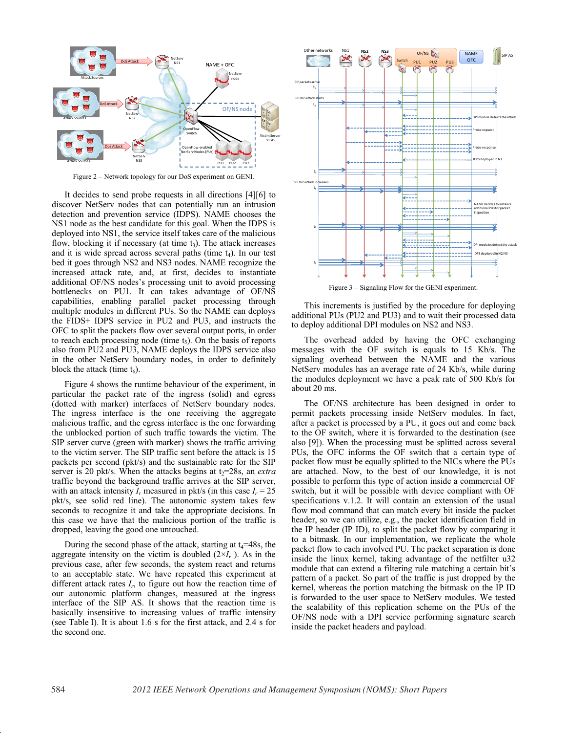Figure 2 – Network topology for our DoS experiment on GENI.

It decides to send probe requests in all directions [4][6] to discover NetServ nodes that can potentially run an intrusion detection and prevention service (IDPS). NAME chooses the NS1 node as the best candidate for this goal. When the IDPS is deployed into NS1, the service itself takes care of the malicious flow, blocking it if necessary (at time $t_3$). The attack increases and it is wide spread across several paths (time $t_4$). In our test bed it goes through NS2 and NS3 nodes. NAME recognize the increased attack rate, and, at first, decides to instantiate additional OF/NS nodes's processing unit to avoid processing bottlenecks on PU1. It can takes advantage of OF/NS capabilities, enabling parallel packet processing through multiple modules in different PUs. So the NAME can deploys the FIDS+ IDPS service in PU2 and PU3, and instructs the OFC to split the packets flow over several output ports, in order to reach each processing node (time $t_5$). On the basis of reports also from PU2 and PU3, NAME deploys the IDPS service also in the other NetServ boundary nodes, in order to definitely block the attack (time $t_6$).

Figure 4 shows the runtime behaviour of the experiment, in particular the packet rate of the ingress (solid) and egress (dotted with marker) interfaces of NetServ boundary nodes. The ingress interface is the one receiving the aggregate malicious traffic, and the egress interface is the one forwarding the unblocked portion of such traffic towards the victim. The SIP server curve (green with marker) shows the traffic arriving to the victim server. The SIP traffic sent before the attack is 15 packets per second (pkt/s) and the sustainable rate for the SIP server is 20 pkt/s. When the attacks begins at $t_2$=28s, an *extra* traffic beyond the background traffic arrives at the SIP server, with an attack intensity $I_r$ measured in pkt/s (in this case $I_r$ = 25 pkt/s, see solid red line). The autonomic system takes few seconds to recognize it and take the appropriate decisions. In this case we have that the malicious portion of the traffic is dropped, leaving the good one untouched.

During the second phase of the attack, starting at $t_4$=48s, the aggregate intensity on the victim is doubled ($2\times I_r$ ). As in the previous case, after few seconds, the system react and returns to an acceptable state. We have repeated this experiment at different attack rates $I_r$, to figure out how the reaction time of our autonomic platform changes, measured at the ingress interface of the SIP AS. It shows that the reaction time is basically insensitive to increasing values of traffic intensity (see Table I). It is about 1.6 s for the first attack, and 2.4 s for the second one.

Figure 3 – Signaling Flow for the GENI experiment.

This increments is justified by the procedure for deploying additional PUs (PU2 and PU3) and to wait their processed data to deploy additional DPI modules on NS2 and NS3.

The overhead added by having the OFC exchanging messages with the OF switch is equals to 15 Kb/s. The signaling overhead between the NAME and the various NetServ modules has an average rate of 24 Kb/s, while during the modules deployment we have a peak rate of 500 Kb/s for about 20 ms.

The OF/NS architecture has been designed in order to permit packets processing inside NetServ modules. In fact, after a packet is processed by a PU, it goes out and come back to the OF switch, where it is forwarded to the destination (see also [9]). When the processing must be splitted across several PUs, the OFC informs the OF switch that a certain type of packet flow must be equally splitted to the NICs where the PUs are attached. Now, to the best of our knowledge, it is not possible to perform this type of action inside a commercial OF switch, but it will be possible with device compliant with OF specifications v.1.2. It will contain an extension of the usual flow mod command that can match every bit inside the packet header, so we can utilize, e.g., the packet identification field in the IP header (IP ID), to split the packet flow by comparing it to a bitmask. In our implementation, we replicate the whole packet flow to each involved PU. The packet separation is done inside the linux kernel, taking advantage of the netfilter u32 module that can extend a filtering rule matching a certain bit's pattern of a packet. So part of the traffic is just dropped by the kernel, whereas the portion matching the bitmask on the IP ID is forwarded to the user space to NetServ modules. We tested the scalability of this replication scheme on the PUs of the OF/NS node with a DPI service performing signature search inside the packet headers and payload.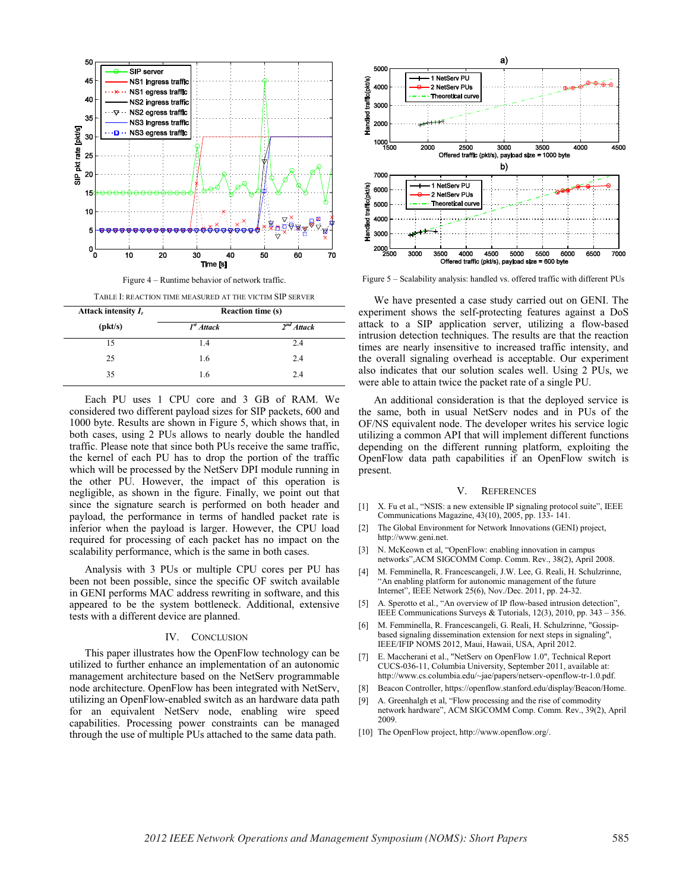SIP server
NS1 ingress traffic
NS1 egress traffic
NS2 ingress traffic
NS2 egress traffic
NS3 ingress traffic
NS3 egress traffic

SIP pkt rate [pkt/s]

0 5 10 15 20 25 30 35 40 45 50

0 10 20 30 40 50 60 70

Time [s]

Figure 4 – Runtime behavior of network traffic.

a)

1 NetServ PU
2 NetServ PUs
Theoretical curve

Handled traffic(pkt/s)

1000 2000 3000 4000 5000

1500 2000 2500 3000 3500 4000 4500

Offered traffic (pkt/s), payload size = 1000 byte

b)

1 NetServ PU
2 NetServ PUs
Theoretical curve

Handled traffic(pkt/s)

2000 3000 4000 5000 6000 7000

2500 3000 3500 4000 4500 5000 5500 6000 6500 7000

Offered traffic (pkt/s), payload size = 600 byte

Figure 5 – Scalability analysis: handled vs. offered traffic with different PUs

TABLE I: REACTION TIME MEASURED AT THE VICTIM SIP SERVER

| Attack intensity $I_r$ (pkt/s) | Reaction time (s) | |
|---|---|---|
| | *1st Attack* | *2nd Attack* |
| 15 | 1.4 | 2.4 |
| 25 | 1.6 | 2.4 |
| 35 | 1.6 | 2.4 |

Each PU uses 1 CPU core and 3 GB of RAM. We considered two different payload sizes for SIP packets, 600 and 1000 byte. Results are shown in Figure 5, which shows that, in both cases, using 2 PUs allows to nearly double the handled traffic. Please note that since both PUs receive the same traffic, the kernel of each PU has to drop the portion of the traffic which will be processed by the NetServ DPI module running in the other PU. However, the impact of this operation is negligible, as shown in the figure. Finally, we point out that since the signature search is performed on both header and payload, the performance in terms of handled packet rate is inferior when the payload is larger. However, the CPU load required for processing of each packet has no impact on the scalability performance, which is the same in both cases.

Analysis with 3 PUs or multiple CPU cores per PU has been not been possible, since the specific OF switch available in GENI performs MAC address rewriting in software, and this appeared to be the system bottleneck. Additional, extensive tests with a different device are planned.

## IV. CONCLUSION

This paper illustrates how the OpenFlow technology can be utilized to further enhance an implementation of an autonomic management architecture based on the NetServ programmable node architecture. OpenFlow has been integrated with NetServ, utilizing an OpenFlow-enabled switch as an hardware data path for an equivalent NetServ node, enabling wire speed capabilities. Processing power constraints can be managed through the use of multiple PUs attached to the same data path.

We have presented a case study carried out on GENI. The experiment shows the self-protecting features against a DoS attack to a SIP application server, utilizing a flow-based intrusion detection techniques. The results are that the reaction times are nearly insensitive to increased traffic intensity, and the overall signaling overhead is acceptable. Our experiment also indicates that our solution scales well. Using 2 PUs, we were able to attain twice the packet rate of a single PU.

An additional consideration is that the deployed service is the same, both in usual NetServ nodes and in PUs of the OF/NS equivalent node. The developer writes his service logic utilizing a common API that will implement different functions depending on the different running platform, exploiting the OpenFlow data path capabilities if an OpenFlow switch is present.

## V. REFERENCES

[1] X. Fu et al., "NSIS: a new extensible IP signaling protocol suite", IEEE Communications Magazine, 43(10), 2005, pp. 133- 141.

[2] The Global Environment for Network Innovations (GENI) project, http://www.geni.net.

[3] N. McKeown et al, "OpenFlow: enabling innovation in campus networks",ACM SIGCOMM Comp. Comm. Rev., 38(2), April 2008.

[4] M. Femminella, R. Francescangeli, J.W. Lee, G. Reali, H. Schulzrinne, "An enabling platform for autonomic management of the future Internet", IEEE Network 25(6), Nov./Dec. 2011, pp. 24-32.

[5] A. Sperotto et al., "An overview of IP flow-based intrusion detection", IEEE Communications Surveys & Tutorials, 12(3), 2010, pp. 343 – 356.

[6] M. Femminella, R. Francescangeli, G. Reali, H. Schulzrinne, "Gossip-based signaling dissemination extension for next steps in signaling", IEEE/IFIP NOMS 2012, Maui, Hawaii, USA, April 2012.

[7] E. Maccherani et al., "NetServ on OpenFlow 1.0", Technical Report CUCS-036-11, Columbia University, September 2011, available at: http://www.cs.columbia.edu/~jae/papers/netserv-openflow-tr-1.0.pdf.

[8] Beacon Controller, https://openflow.stanford.edu/display/Beacon/Home.

[9] A. Greenhalgh et al, "Flow processing and the rise of commodity network hardware", ACM SIGCOMM Comp. Comm. Rev., 39(2), April 2009.

[10] The OpenFlow project, http://www.openflow.org/.